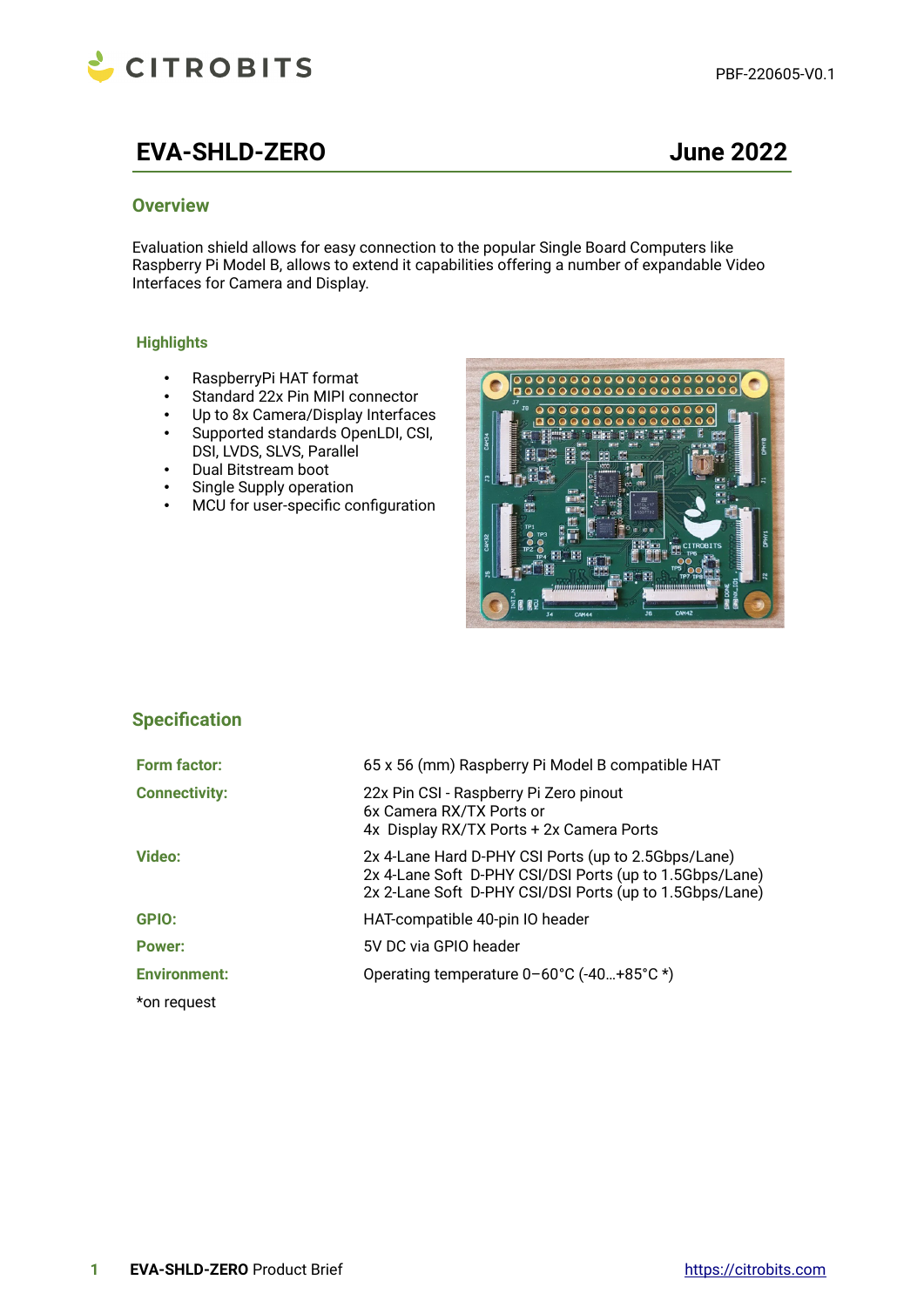CITROBITS

PBF-220605-V0.1

# EVA-SHLD-ZERO — June 2022

## Overview

Evaluation shield allows for easy connection to the popular Single Board Computers like Raspberry Pi Model B, allows to extend it capabilities offering a number of expandable Video Interfaces for Camera and Display.

### Highlights

- RaspberryPi HAT format
- Standard 22x Pin MIPI connector
- Up to 8x Camera/Display Interfaces
- Supported standards OpenLDI, CSI, DSI, LVDS, SLVS, Parallel
- Dual Bitstream boot
- Single Supply operation
- MCU for user-specific configuration

## Specification

| | |
|---|---|
| **Form factor:** | 65 x 56 (mm) Raspberry Pi Model B compatible HAT |
| **Connectivity:** | 22x Pin CSI - Raspberry Pi Zero pinout<br>6x Camera RX/TX Ports or<br>4x Display RX/TX Ports + 2x Camera Ports |
| **Video:** | 2x 4-Lane Hard D-PHY CSI Ports (up to 2.5Gbps/Lane)<br>2x 4-Lane Soft D-PHY CSI/DSI Ports (up to 1.5Gbps/Lane)<br>2x 2-Lane Soft D-PHY CSI/DSI Ports (up to 1.5Gbps/Lane) |
| **GPIO:** | HAT-compatible 40-pin IO header |
| **Power:** | 5V DC via GPIO header |
| **Environment:** | Operating temperature 0–60°C (-40…+85°C *) |

*on request

**EVA-SHLD-ZERO** Product Brief — https://citrobits.com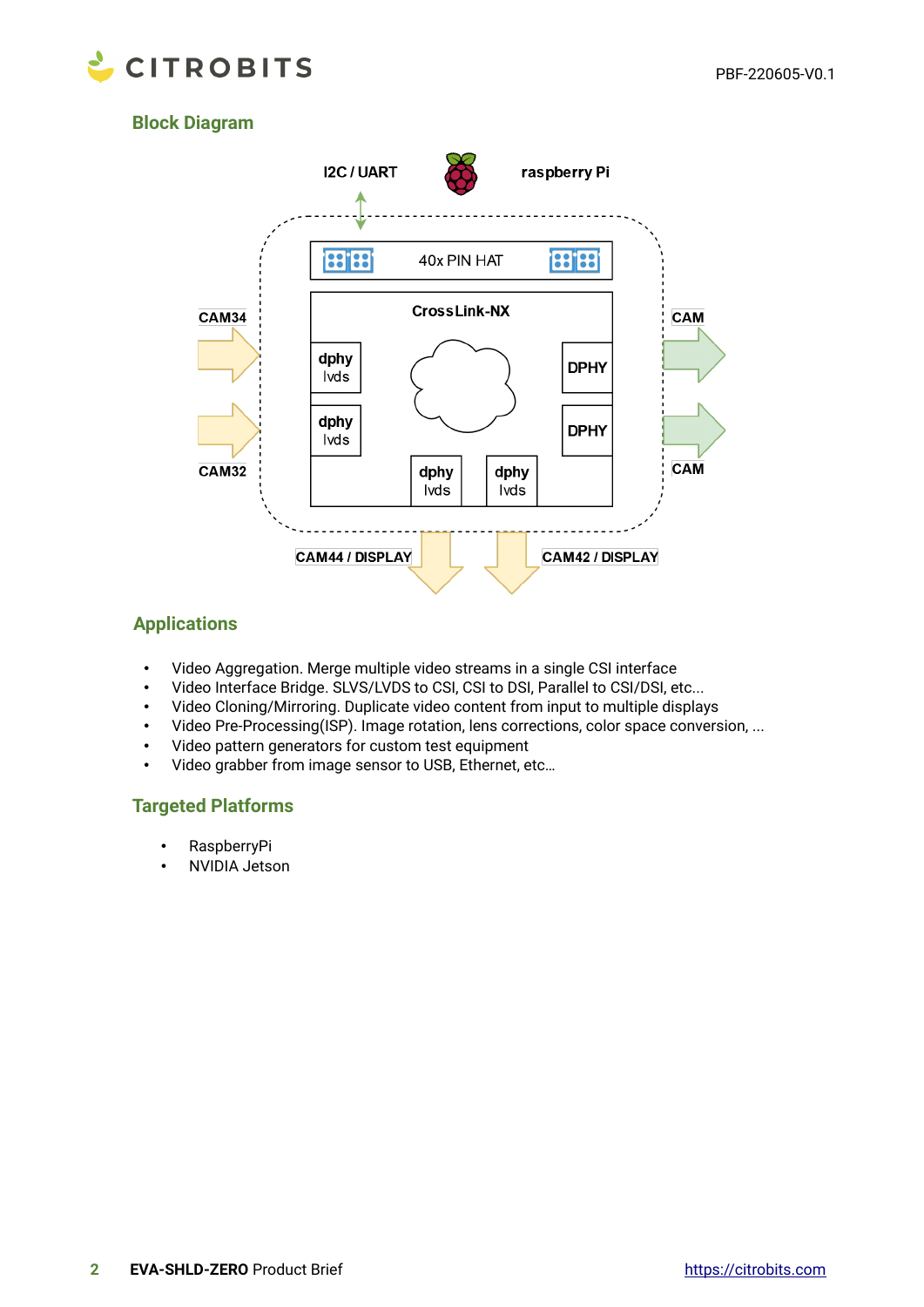## Block Diagram

I2C / UART

raspberry Pi

40x PIN HAT

CrossLink-NX

CAM34

CAM32

CAM

CAM

dphy lvds

dphy lvds

DPHY

DPHY

dphy lvds

dphy lvds

CAM44 / DISPLAY

CAM42 / DISPLAY

## Applications

- Video Aggregation. Merge multiple video streams in a single CSI interface
- Video Interface Bridge. SLVS/LVDS to CSI, CSI to DSI, Parallel to CSI/DSI, etc...
- Video Cloning/Mirroring. Duplicate video content from input to multiple displays
- Video Pre-Processing(ISP). Image rotation, lens corrections, color space conversion, ...
- Video pattern generators for custom test equipment
- Video grabber from image sensor to USB, Ethernet, etc…

## Targeted Platforms

- RaspberryPi
- NVIDIA Jetson